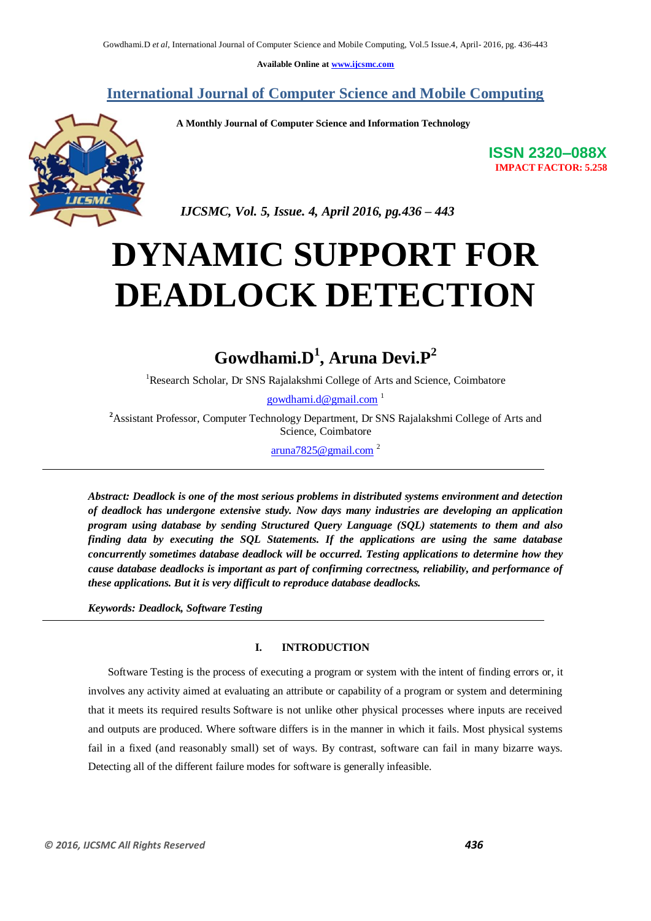Available Online at www.ijcsmc.com

## International Journal of Computer Science and Mobile Computing

A Monthly Journal of Computer Science and Information Technology

ISSN 2320–088X
IMPACT FACTOR: 5.258

*IJCSMC, Vol. 5, Issue. 4, April 2016, pg.436 – 443*

# DYNAMIC SUPPORT FOR DEADLOCK DETECTION

**Gowdhami.D[1], Aruna Devi.P[2]**

[1]Research Scholar, Dr SNS Rajalakshmi College of Arts and Science, Coimbatore

gowdhami.d@gmail.com [1]

[2]Assistant Professor, Computer Technology Department, Dr SNS Rajalakshmi College of Arts and Science, Coimbatore

aruna7825@gmail.com [2]

---

***Abstract: Deadlock is one of the most serious problems in distributed systems environment and detection of deadlock has undergone extensive study. Now days many industries are developing an application program using database by sending Structured Query Language (SQL) statements to them and also finding data by executing the SQL Statements. If the applications are using the same database concurrently sometimes database deadlock will be occurred. Testing applications to determine how they cause database deadlocks is important as part of confirming correctness, reliability, and performance of these applications. But it is very difficult to reproduce database deadlocks.***

***Keywords: Deadlock, Software Testing***

---

## I. INTRODUCTION

Software Testing is the process of executing a program or system with the intent of finding errors or, it involves any activity aimed at evaluating an attribute or capability of a program or system and determining that it meets its required results Software is not unlike other physical processes where inputs are received and outputs are produced. Where software differs is in the manner in which it fails. Most physical systems fail in a fixed (and reasonably small) set of ways. By contrast, software can fail in many bizarre ways. Detecting all of the different failure modes for software is generally infeasible.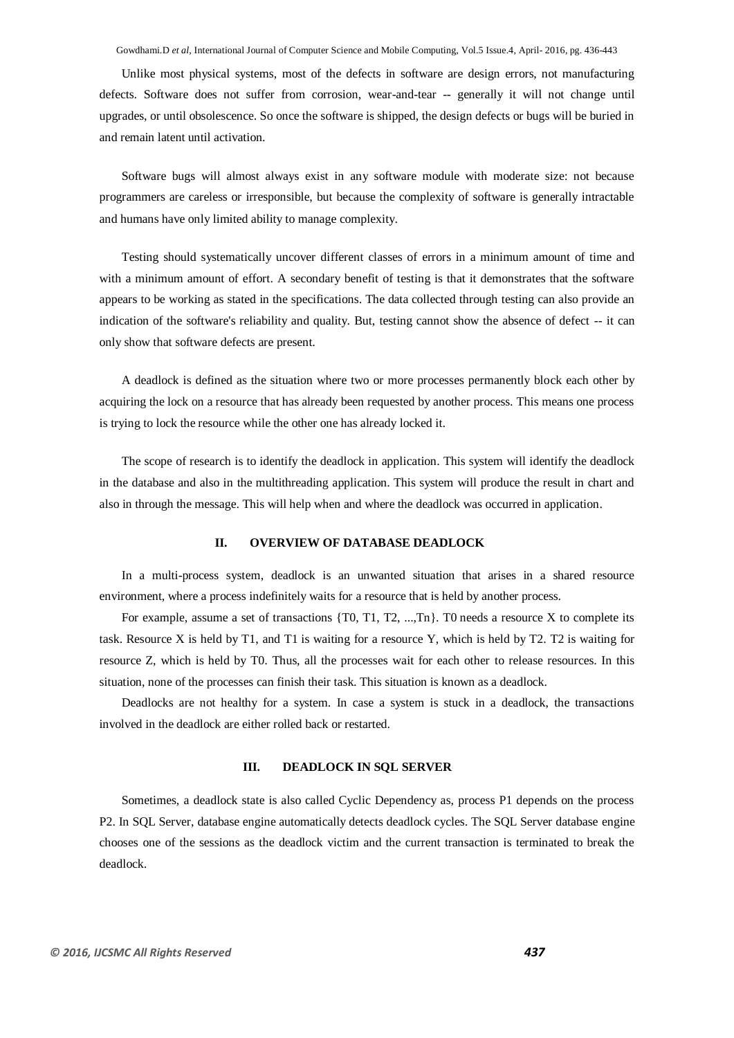Unlike most physical systems, most of the defects in software are design errors, not manufacturing defects. Software does not suffer from corrosion, wear-and-tear -- generally it will not change until upgrades, or until obsolescence. So once the software is shipped, the design defects or bugs will be buried in and remain latent until activation.

Software bugs will almost always exist in any software module with moderate size: not because programmers are careless or irresponsible, but because the complexity of software is generally intractable and humans have only limited ability to manage complexity.

Testing should systematically uncover different classes of errors in a minimum amount of time and with a minimum amount of effort. A secondary benefit of testing is that it demonstrates that the software appears to be working as stated in the specifications. The data collected through testing can also provide an indication of the software's reliability and quality. But, testing cannot show the absence of defect -- it can only show that software defects are present.

A deadlock is defined as the situation where two or more processes permanently block each other by acquiring the lock on a resource that has already been requested by another process. This means one process is trying to lock the resource while the other one has already locked it.

The scope of research is to identify the deadlock in application. This system will identify the deadlock in the database and also in the multithreading application. This system will produce the result in chart and also in through the message. This will help when and where the deadlock was occurred in application.

## II. OVERVIEW OF DATABASE DEADLOCK

In a multi-process system, deadlock is an unwanted situation that arises in a shared resource environment, where a process indefinitely waits for a resource that is held by another process.

For example, assume a set of transactions {T0, T1, T2, ...,Tn}. T0 needs a resource X to complete its task. Resource X is held by T1, and T1 is waiting for a resource Y, which is held by T2. T2 is waiting for resource Z, which is held by T0. Thus, all the processes wait for each other to release resources. In this situation, none of the processes can finish their task. This situation is known as a deadlock.

Deadlocks are not healthy for a system. In case a system is stuck in a deadlock, the transactions involved in the deadlock are either rolled back or restarted.

## III. DEADLOCK IN SQL SERVER

Sometimes, a deadlock state is also called Cyclic Dependency as, process P1 depends on the process P2. In SQL Server, database engine automatically detects deadlock cycles. The SQL Server database engine chooses one of the sessions as the deadlock victim and the current transaction is terminated to break the deadlock.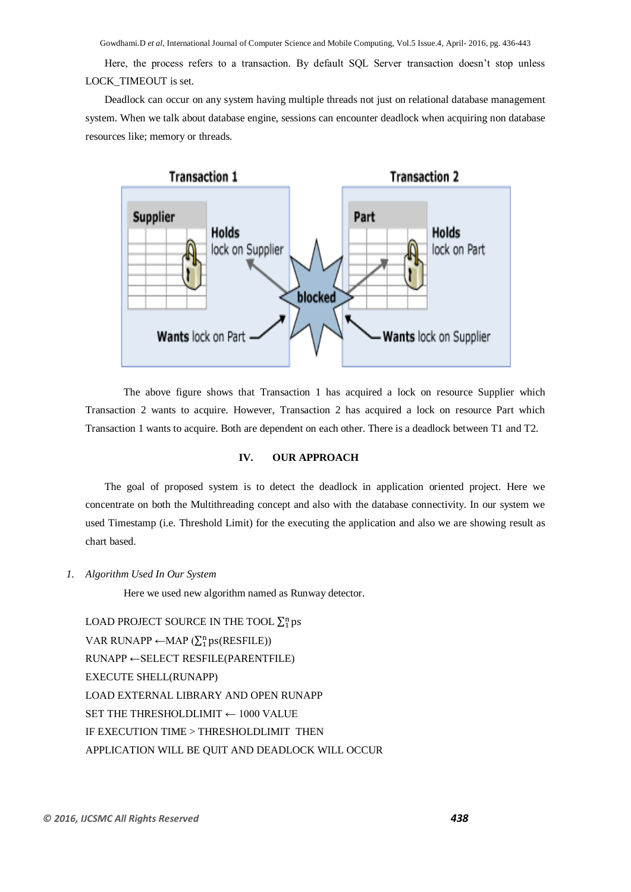Here, the process refers to a transaction. By default SQL Server transaction doesn't stop unless LOCK_TIMEOUT is set.

Deadlock can occur on any system having multiple threads not just on relational database management system. When we talk about database engine, sessions can encounter deadlock when acquiring non database resources like; memory or threads.

The above figure shows that Transaction 1 has acquired a lock on resource Supplier which Transaction 2 wants to acquire. However, Transaction 2 has acquired a lock on resource Part which Transaction 1 wants to acquire. Both are dependent on each other. There is a deadlock between T1 and T2.

## IV. OUR APPROACH

The goal of proposed system is to detect the deadlock in application oriented project. Here we concentrate on both the Multithreading concept and also with the database connectivity. In our system we used Timestamp (i.e. Threshold Limit) for the executing the application and also we are showing result as chart based.

### 1. *Algorithm Used In Our System*

Here we used new algorithm named as Runway detector.

LOAD PROJECT SOURCE IN THE TOOL $\sum_1^n$ ps

VAR RUNAPP ←MAP ($\sum_1^n$ ps(RESFILE))

RUNAPP ←SELECT RESFILE(PARENTFILE)

EXECUTE SHELL(RUNAPP)

LOAD EXTERNAL LIBRARY AND OPEN RUNAPP

SET THE THRESHOLDLIMIT ← 1000 VALUE

IF EXECUTION TIME > THRESHOLDLIMIT THEN

APPLICATION WILL BE QUIT AND DEADLOCK WILL OCCUR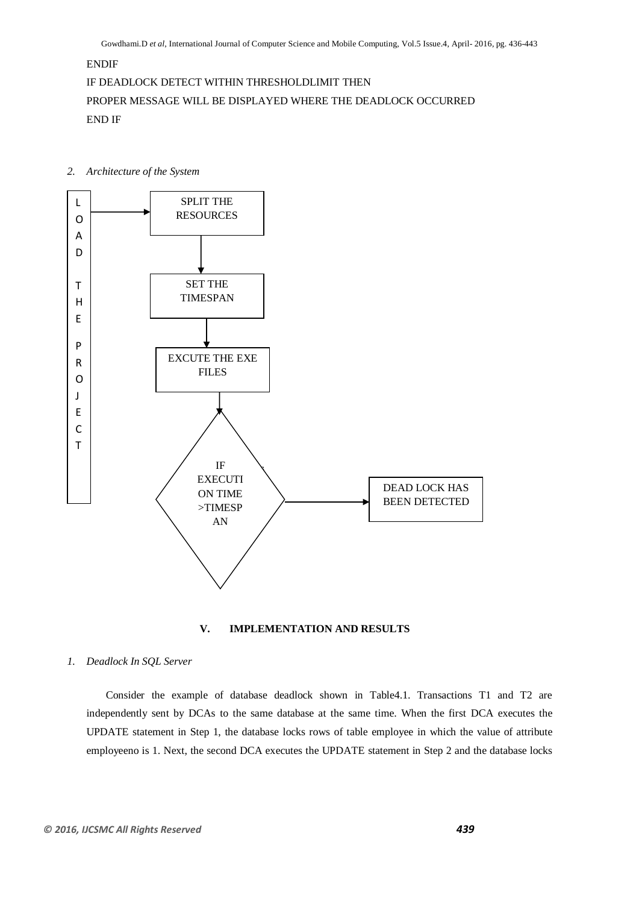ENDIF

IF DEADLOCK DETECT WITHIN THRESHOLDLIMIT THEN

PROPER MESSAGE WILL BE DISPLAYED WHERE THE DEADLOCK OCCURRED

END IF

*2. Architecture of the System*

LOAD THE PROJECT

SPLIT THE RESOURCES

SET THE TIMESPAN

EXCUTE THE EXE FILES

IF EXECUTION TIME >TIMESPAN

DEAD LOCK HAS BEEN DETECTED

## V. IMPLEMENTATION AND RESULTS

*1. Deadlock In SQL Server*

Consider the example of database deadlock shown in Table4.1. Transactions T1 and T2 are independently sent by DCAs to the same database at the same time. When the first DCA executes the UPDATE statement in Step 1, the database locks rows of table employee in which the value of attribute employeeno is 1. Next, the second DCA executes the UPDATE statement in Step 2 and the database locks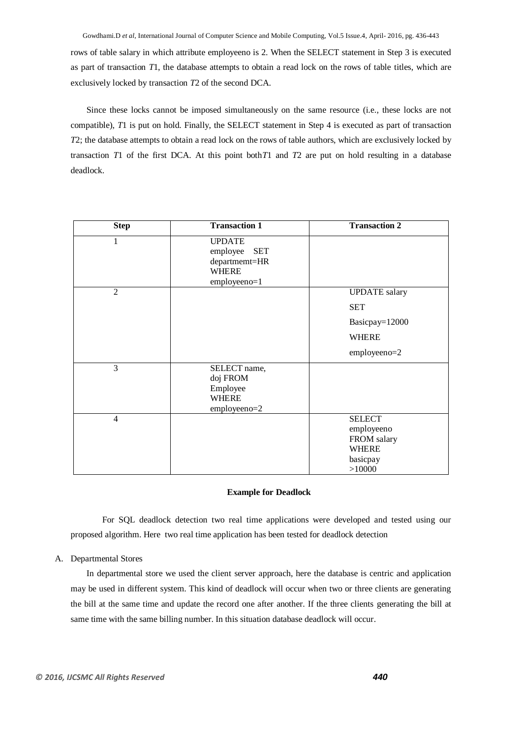rows of table salary in which attribute employeeno is 2. When the SELECT statement in Step 3 is executed as part of transaction *T*1, the database attempts to obtain a read lock on the rows of table titles, which are exclusively locked by transaction *T*2 of the second DCA.

Since these locks cannot be imposed simultaneously on the same resource (i.e., these locks are not compatible), *T*1 is put on hold. Finally, the SELECT statement in Step 4 is executed as part of transaction *T*2; the database attempts to obtain a read lock on the rows of table authors, which are exclusively locked by transaction *T*1 of the first DCA. At this point both*T*1 and *T*2 are put on hold resulting in a database deadlock.

| Step | Transaction 1 | Transaction 2 |
|---|---|---|
| 1 | UPDATE employee SET departmemt=HR WHERE employeeno=1 | |
| 2 | | UPDATE salary SET Basicpay=12000 WHERE employeeno=2 |
| 3 | SELECT name, doj FROM Employee WHERE employeeno=2 | |
| 4 | | SELECT employeeno FROM salary WHERE basicpay >10000 |

**Example for Deadlock**

For SQL deadlock detection two real time applications were developed and tested using our proposed algorithm. Here two real time application has been tested for deadlock detection

A. Departmental Stores

In departmental store we used the client server approach, here the database is centric and application may be used in different system. This kind of deadlock will occur when two or three clients are generating the bill at the same time and update the record one after another. If the three clients generating the bill at same time with the same billing number. In this situation database deadlock will occur.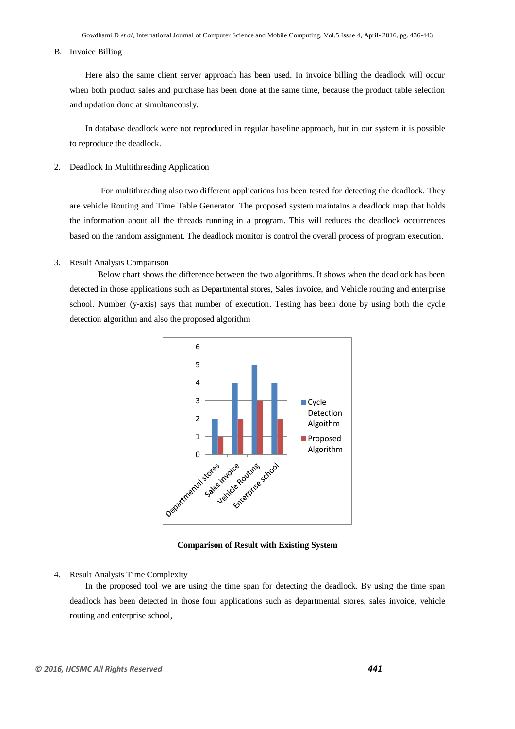B. Invoice Billing

Here also the same client server approach has been used. In invoice billing the deadlock will occur when both product sales and purchase has been done at the same time, because the product table selection and updation done at simultaneously.

In database deadlock were not reproduced in regular baseline approach, but in our system it is possible to reproduce the deadlock.

2. Deadlock In Multithreading Application

For multithreading also two different applications has been tested for detecting the deadlock. They are vehicle Routing and Time Table Generator. The proposed system maintains a deadlock map that holds the information about all the threads running in a program. This will reduces the deadlock occurrences based on the random assignment. The deadlock monitor is control the overall process of program execution.

3. Result Analysis Comparison

Below chart shows the difference between the two algorithms. It shows when the deadlock has been detected in those applications such as Departmental stores, Sales invoice, and Vehicle routing and enterprise school. Number (y-axis) says that number of execution. Testing has been done by using both the cycle detection algorithm and also the proposed algorithm

| | Cycle Detection Algoithm | Proposed Algorithm |
|---|---|---|
| Departmental stores | 2 | 1 |
| Sales invoice | 4 | 2 |
| Vehicle Routing | 5 | 3 |
| Enterprise school | 4 | 2 |

**Comparison of Result with Existing System**

4. Result Analysis Time Complexity

In the proposed tool we are using the time span for detecting the deadlock. By using the time span deadlock has been detected in those four applications such as departmental stores, sales invoice, vehicle routing and enterprise school,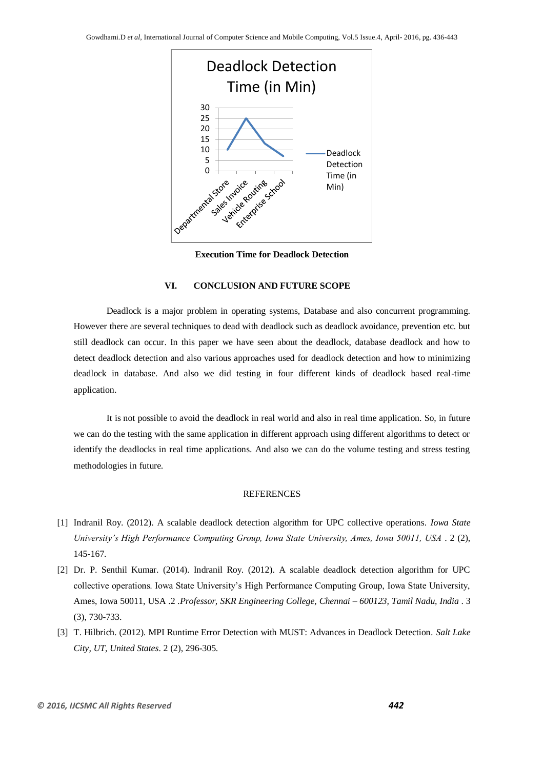**Execution Time for Deadlock Detection**

## VI. CONCLUSION AND FUTURE SCOPE

Deadlock is a major problem in operating systems, Database and also concurrent programming. However there are several techniques to dead with deadlock such as deadlock avoidance, prevention etc. but still deadlock can occur. In this paper we have seen about the deadlock, database deadlock and how to detect deadlock detection and also various approaches used for deadlock detection and how to minimizing deadlock in database. And also we did testing in four different kinds of deadlock based real-time application.

It is not possible to avoid the deadlock in real world and also in real time application. So, in future we can do the testing with the same application in different approach using different algorithms to detect or identify the deadlocks in real time applications. And also we can do the volume testing and stress testing methodologies in future.

## REFERENCES

[1] Indranil Roy. (2012). A scalable deadlock detection algorithm for UPC collective operations. *Iowa State University's High Performance Computing Group, Iowa State University, Ames, Iowa 50011, USA* . 2 (2), 145-167.

[2] Dr. P. Senthil Kumar. (2014). Indranil Roy. (2012). A scalable deadlock detection algorithm for UPC collective operations. Iowa State University's High Performance Computing Group, Iowa State University, Ames, Iowa 50011, USA .2 .*Professor, SKR Engineering College, Chennai – 600123, Tamil Nadu, India* . 3 (3), 730-733.

[3] T. Hilbrich. (2012). MPI Runtime Error Detection with MUST: Advances in Deadlock Detection. *Salt Lake City, UT, United States*. 2 (2), 296-305.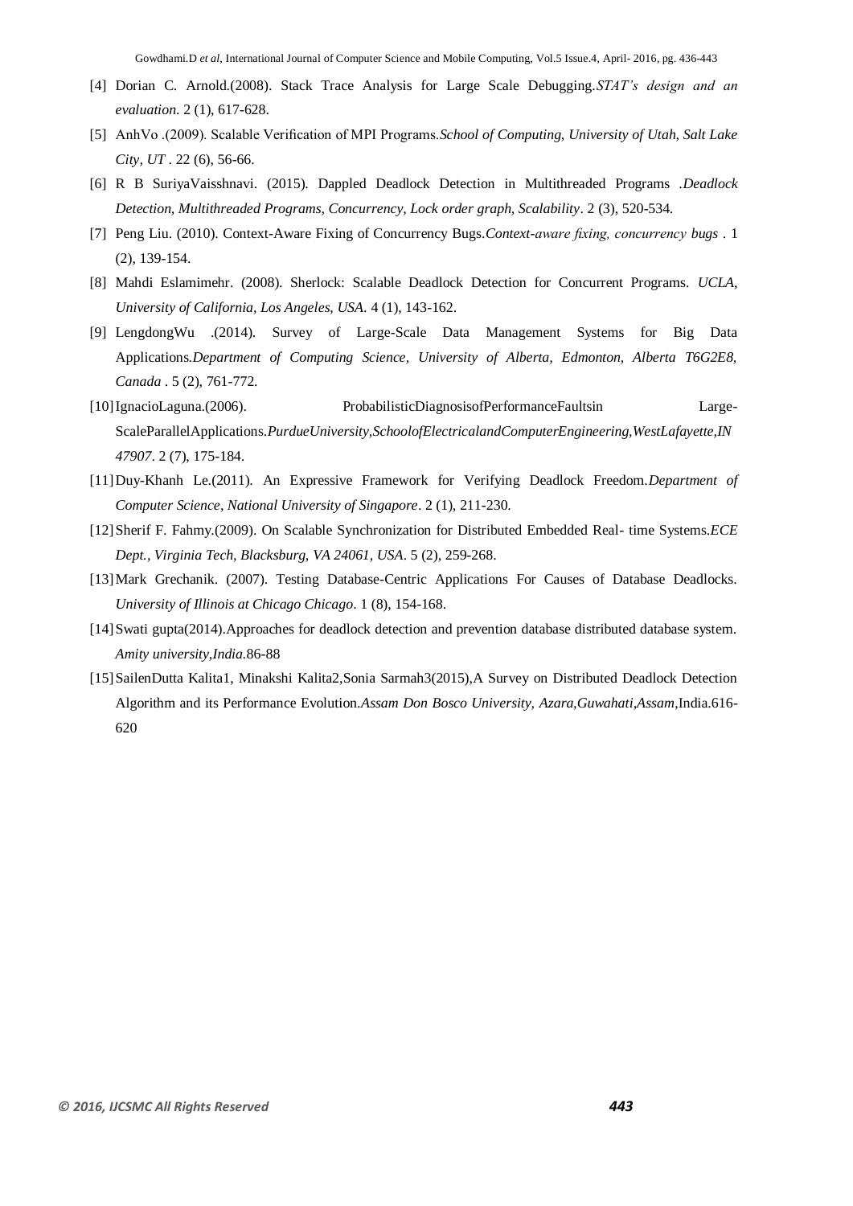[4] Dorian C. Arnold.(2008). Stack Trace Analysis for Large Scale Debugging.*STAT's design and an evaluation*. 2 (1), 617-628.

[5] AnhVo .(2009). Scalable Verification of MPI Programs.*School of Computing, University of Utah, Salt Lake City, UT* . 22 (6), 56-66.

[6] R B SuriyaVaisshnavi. (2015). Dappled Deadlock Detection in Multithreaded Programs .*Deadlock Detection, Multithreaded Programs, Concurrency, Lock order graph, Scalability*. 2 (3), 520-534.

[7] Peng Liu. (2010). Context-Aware Fixing of Concurrency Bugs.*Context-aware fixing, concurrency bugs* . 1 (2), 139-154.

[8] Mahdi Eslamimehr. (2008). Sherlock: Scalable Deadlock Detection for Concurrent Programs. *UCLA, University of California, Los Angeles, USA*. 4 (1), 143-162.

[9] LengdongWu .(2014). Survey of Large-Scale Data Management Systems for Big Data Applications.*Department of Computing Science, University of Alberta, Edmonton, Alberta T6G2E8, Canada* . 5 (2), 761-772.

[10] IgnacioLaguna.(2006). ProbabilisticDiagnosisofPerformanceFaultsin Large-ScaleParallelApplications.*PurdueUniversity,SchoolofElectricalandComputerEngineering,WestLafayette,IN 47907*. 2 (7), 175-184.

[11] Duy-Khanh Le.(2011). An Expressive Framework for Verifying Deadlock Freedom.*Department of Computer Science, National University of Singapore*. 2 (1), 211-230.

[12] Sherif F. Fahmy.(2009). On Scalable Synchronization for Distributed Embedded Real- time Systems.*ECE Dept., Virginia Tech, Blacksburg, VA 24061, USA*. 5 (2), 259-268.

[13] Mark Grechanik. (2007). Testing Database-Centric Applications For Causes of Database Deadlocks. *University of Illinois at Chicago Chicago*. 1 (8), 154-168.

[14] Swati gupta(2014).Approaches for deadlock detection and prevention database distributed database system. *Amity university,India*.86-88

[15] SailenDutta Kalita1, Minakshi Kalita2,Sonia Sarmah3(2015),A Survey on Distributed Deadlock Detection Algorithm and its Performance Evolution.*Assam Don Bosco University, Azara,Guwahati,Assam*,India.616-620